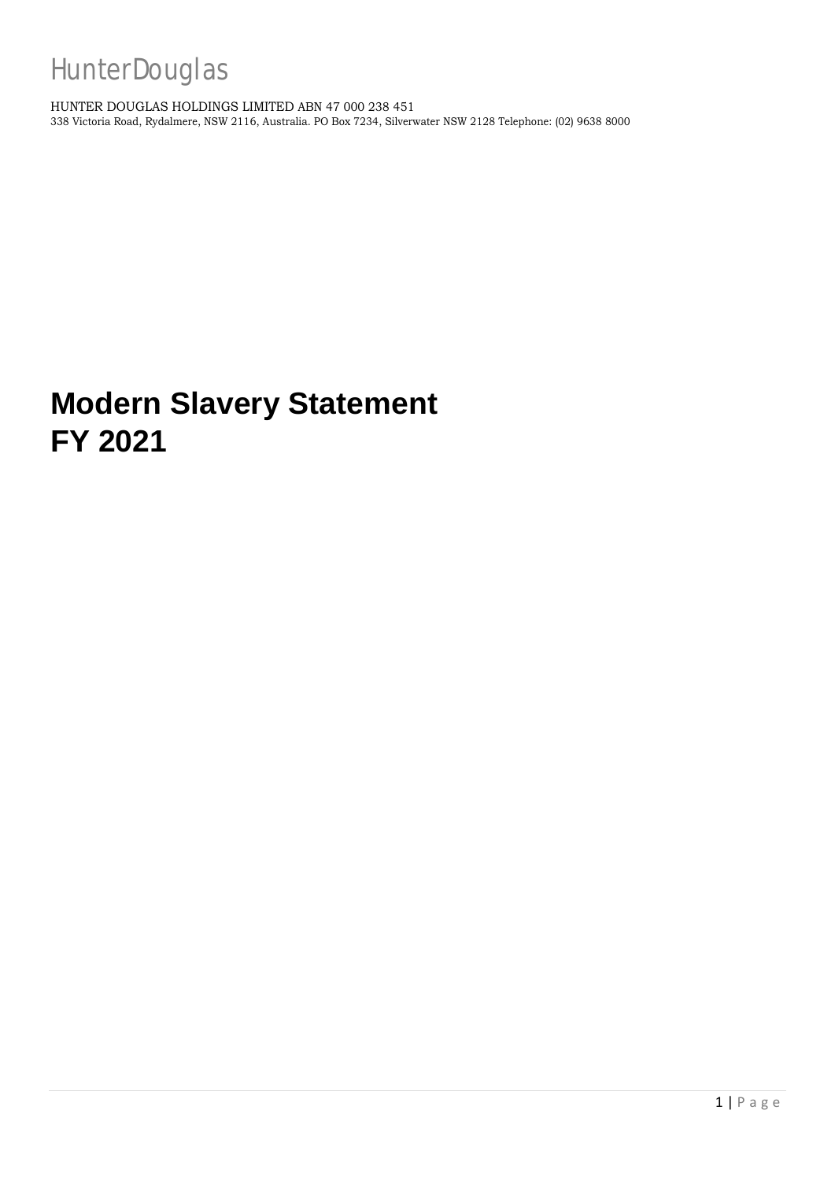HunterDouglas

HUNTER DOUGLAS HOLDINGS LIMITED ABN 47 000 238 451
338 Victoria Road, Rydalmere, NSW 2116, Australia. PO Box 7234, Silverwater NSW 2128 Telephone: (02) 9638 8000

# Modern Slavery Statement FY 2021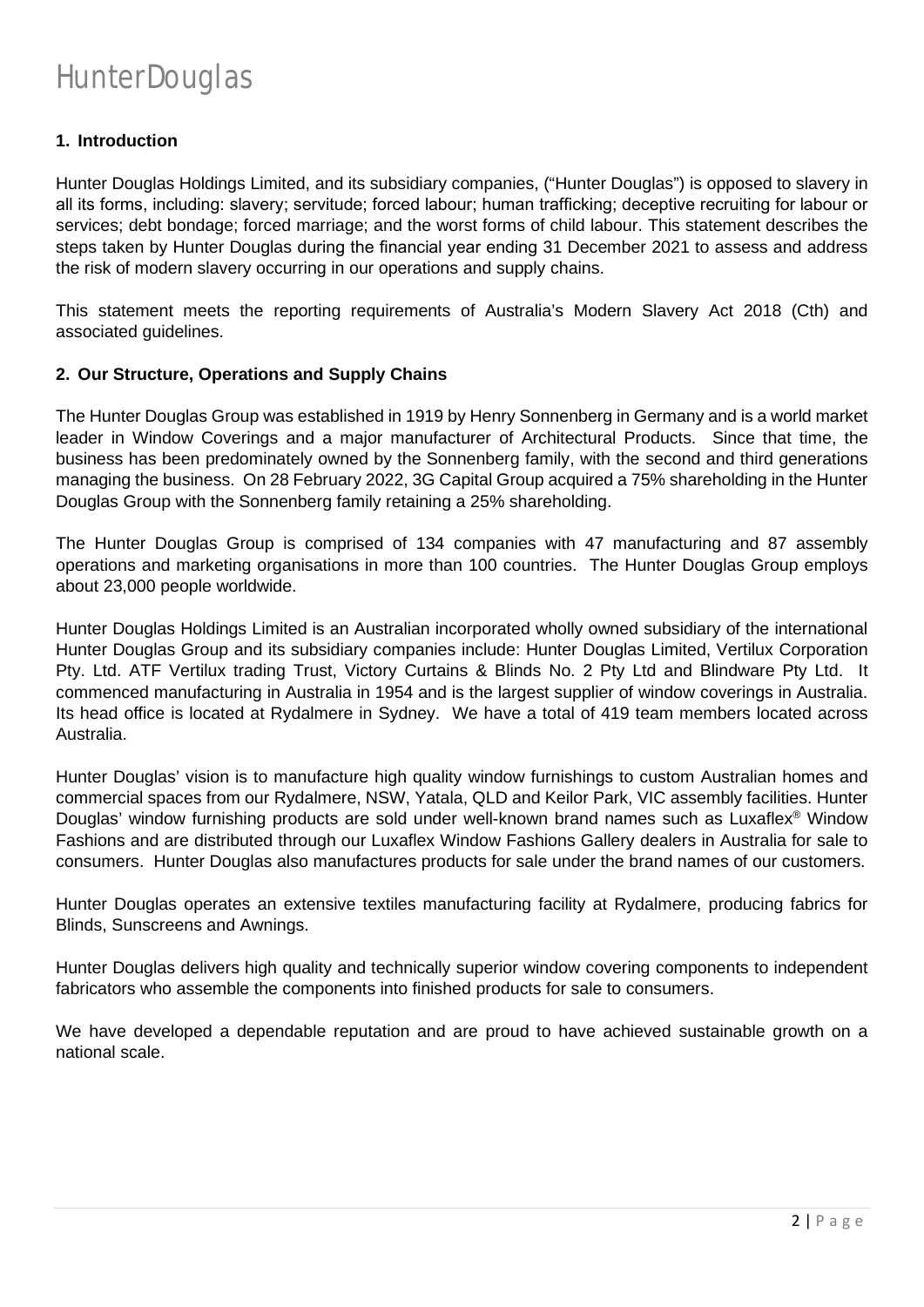# HunterDouglas

## 1. Introduction

Hunter Douglas Holdings Limited, and its subsidiary companies, ("Hunter Douglas") is opposed to slavery in all its forms, including: slavery; servitude; forced labour; human trafficking; deceptive recruiting for labour or services; debt bondage; forced marriage; and the worst forms of child labour. This statement describes the steps taken by Hunter Douglas during the financial year ending 31 December 2021 to assess and address the risk of modern slavery occurring in our operations and supply chains.

This statement meets the reporting requirements of Australia's Modern Slavery Act 2018 (Cth) and associated guidelines.

## 2. Our Structure, Operations and Supply Chains

The Hunter Douglas Group was established in 1919 by Henry Sonnenberg in Germany and is a world market leader in Window Coverings and a major manufacturer of Architectural Products. Since that time, the business has been predominately owned by the Sonnenberg family, with the second and third generations managing the business. On 28 February 2022, 3G Capital Group acquired a 75% shareholding in the Hunter Douglas Group with the Sonnenberg family retaining a 25% shareholding.

The Hunter Douglas Group is comprised of 134 companies with 47 manufacturing and 87 assembly operations and marketing organisations in more than 100 countries. The Hunter Douglas Group employs about 23,000 people worldwide.

Hunter Douglas Holdings Limited is an Australian incorporated wholly owned subsidiary of the international Hunter Douglas Group and its subsidiary companies include: Hunter Douglas Limited, Vertilux Corporation Pty. Ltd. ATF Vertilux trading Trust, Victory Curtains & Blinds No. 2 Pty Ltd and Blindware Pty Ltd. It commenced manufacturing in Australia in 1954 and is the largest supplier of window coverings in Australia. Its head office is located at Rydalmere in Sydney. We have a total of 419 team members located across Australia.

Hunter Douglas' vision is to manufacture high quality window furnishings to custom Australian homes and commercial spaces from our Rydalmere, NSW, Yatala, QLD and Keilor Park, VIC assembly facilities. Hunter Douglas' window furnishing products are sold under well-known brand names such as Luxaflex® Window Fashions and are distributed through our Luxaflex Window Fashions Gallery dealers in Australia for sale to consumers. Hunter Douglas also manufactures products for sale under the brand names of our customers.

Hunter Douglas operates an extensive textiles manufacturing facility at Rydalmere, producing fabrics for Blinds, Sunscreens and Awnings.

Hunter Douglas delivers high quality and technically superior window covering components to independent fabricators who assemble the components into finished products for sale to consumers.

We have developed a dependable reputation and are proud to have achieved sustainable growth on a national scale.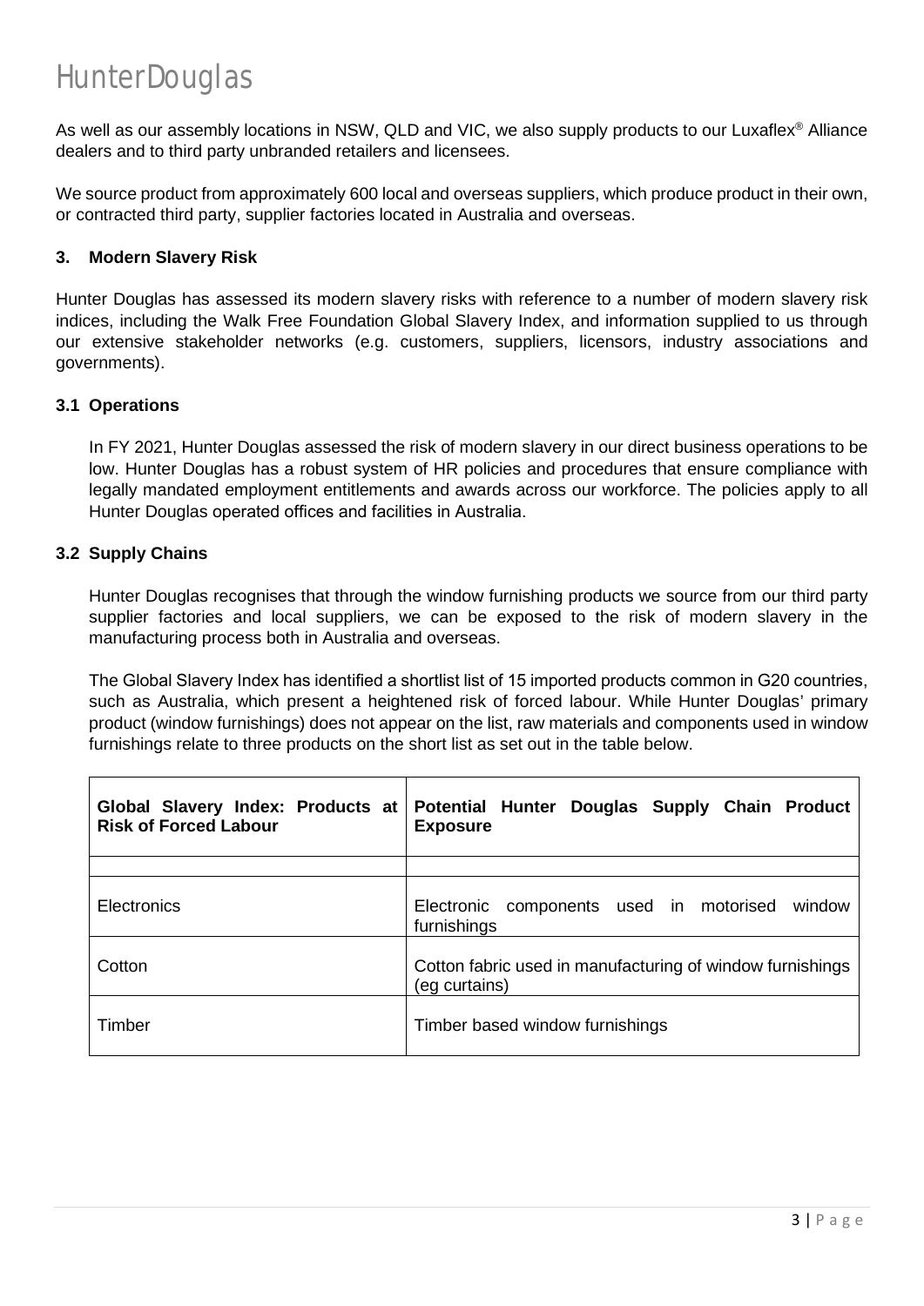As well as our assembly locations in NSW, QLD and VIC, we also supply products to our Luxaflex® Alliance dealers and to third party unbranded retailers and licensees.

We source product from approximately 600 local and overseas suppliers, which produce product in their own, or contracted third party, supplier factories located in Australia and overseas.

## 3. Modern Slavery Risk

Hunter Douglas has assessed its modern slavery risks with reference to a number of modern slavery risk indices, including the Walk Free Foundation Global Slavery Index, and information supplied to us through our extensive stakeholder networks (e.g. customers, suppliers, licensors, industry associations and governments).

### 3.1 Operations

In FY 2021, Hunter Douglas assessed the risk of modern slavery in our direct business operations to be low. Hunter Douglas has a robust system of HR policies and procedures that ensure compliance with legally mandated employment entitlements and awards across our workforce. The policies apply to all Hunter Douglas operated offices and facilities in Australia.

### 3.2 Supply Chains

Hunter Douglas recognises that through the window furnishing products we source from our third party supplier factories and local suppliers, we can be exposed to the risk of modern slavery in the manufacturing process both in Australia and overseas.

The Global Slavery Index has identified a shortlist list of 15 imported products common in G20 countries, such as Australia, which present a heightened risk of forced labour. While Hunter Douglas' primary product (window furnishings) does not appear on the list, raw materials and components used in window furnishings relate to three products on the short list as set out in the table below.

| Global Slavery Index: Products at Risk of Forced Labour | Potential Hunter Douglas Supply Chain Product Exposure |
|---|---|
| | |
| Electronics | Electronic components used in motorised window furnishings |
| Cotton | Cotton fabric used in manufacturing of window furnishings (eg curtains) |
| Timber | Timber based window furnishings |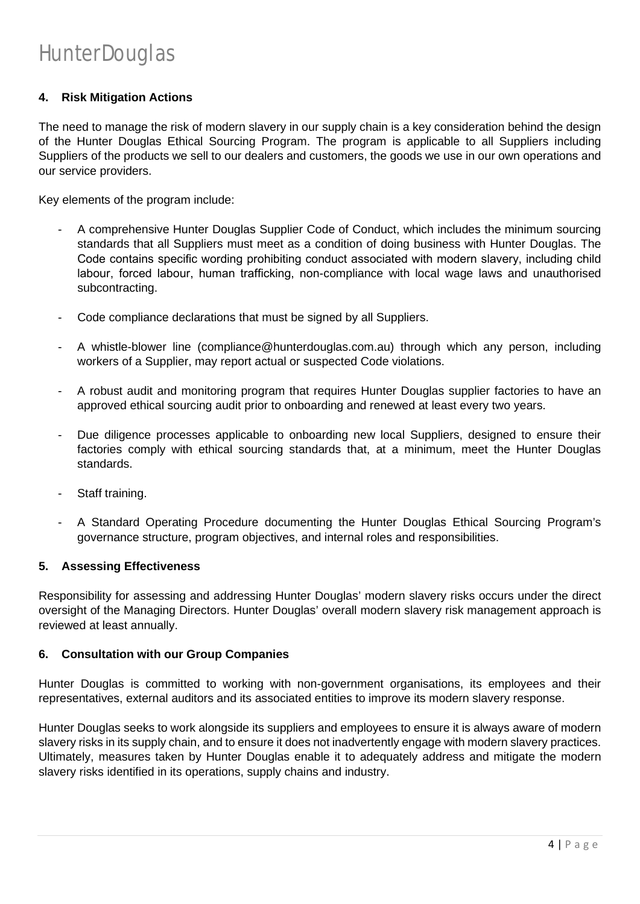#### 4. Risk Mitigation Actions

The need to manage the risk of modern slavery in our supply chain is a key consideration behind the design of the Hunter Douglas Ethical Sourcing Program. The program is applicable to all Suppliers including Suppliers of the products we sell to our dealers and customers, the goods we use in our own operations and our service providers.

Key elements of the program include:

- A comprehensive Hunter Douglas Supplier Code of Conduct, which includes the minimum sourcing standards that all Suppliers must meet as a condition of doing business with Hunter Douglas. The Code contains specific wording prohibiting conduct associated with modern slavery, including child labour, forced labour, human trafficking, non-compliance with local wage laws and unauthorised subcontracting.
- Code compliance declarations that must be signed by all Suppliers.
- A whistle-blower line (compliance@hunterdouglas.com.au) through which any person, including workers of a Supplier, may report actual or suspected Code violations.
- A robust audit and monitoring program that requires Hunter Douglas supplier factories to have an approved ethical sourcing audit prior to onboarding and renewed at least every two years.
- Due diligence processes applicable to onboarding new local Suppliers, designed to ensure their factories comply with ethical sourcing standards that, at a minimum, meet the Hunter Douglas standards.
- Staff training.
- A Standard Operating Procedure documenting the Hunter Douglas Ethical Sourcing Program's governance structure, program objectives, and internal roles and responsibilities.

#### 5. Assessing Effectiveness

Responsibility for assessing and addressing Hunter Douglas' modern slavery risks occurs under the direct oversight of the Managing Directors. Hunter Douglas' overall modern slavery risk management approach is reviewed at least annually.

#### 6. Consultation with our Group Companies

Hunter Douglas is committed to working with non-government organisations, its employees and their representatives, external auditors and its associated entities to improve its modern slavery response.

Hunter Douglas seeks to work alongside its suppliers and employees to ensure it is always aware of modern slavery risks in its supply chain, and to ensure it does not inadvertently engage with modern slavery practices. Ultimately, measures taken by Hunter Douglas enable it to adequately address and mitigate the modern slavery risks identified in its operations, supply chains and industry.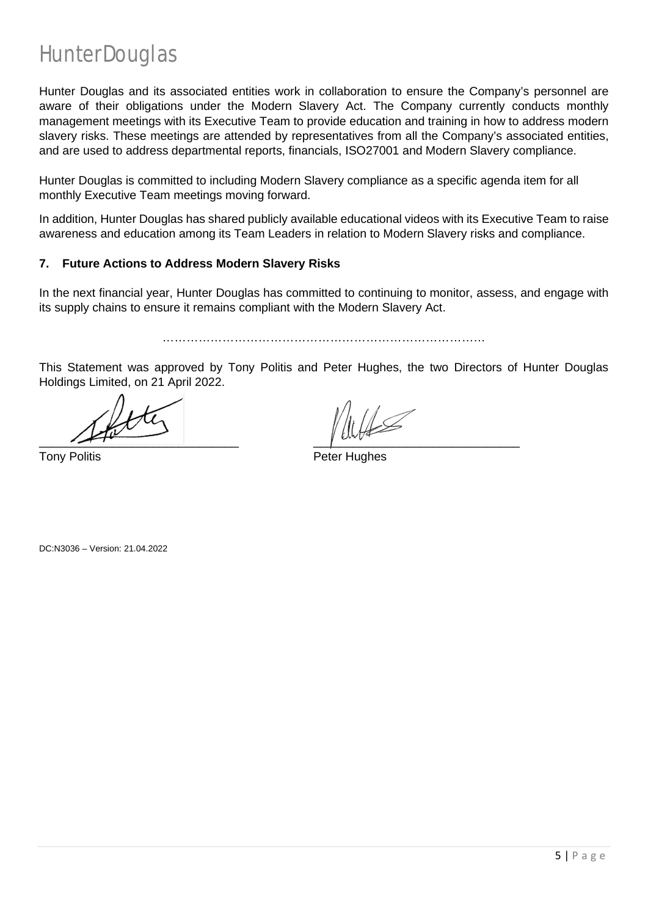Hunter Douglas and its associated entities work in collaboration to ensure the Company's personnel are aware of their obligations under the Modern Slavery Act. The Company currently conducts monthly management meetings with its Executive Team to provide education and training in how to address modern slavery risks. These meetings are attended by representatives from all the Company's associated entities, and are used to address departmental reports, financials, ISO27001 and Modern Slavery compliance.

Hunter Douglas is committed to including Modern Slavery compliance as a specific agenda item for all monthly Executive Team meetings moving forward.

In addition, Hunter Douglas has shared publicly available educational videos with its Executive Team to raise awareness and education among its Team Leaders in relation to Modern Slavery risks and compliance.

## 7. Future Actions to Address Modern Slavery Risks

In the next financial year, Hunter Douglas has committed to continuing to monitor, assess, and engage with its supply chains to ensure it remains compliant with the Modern Slavery Act.

……………………………………………………………………………

This Statement was approved by Tony Politis and Peter Hughes, the two Directors of Hunter Douglas Holdings Limited, on 21 April 2022.

Tony Politis

Peter Hughes

DC:N3036 – Version: 21.04.2022